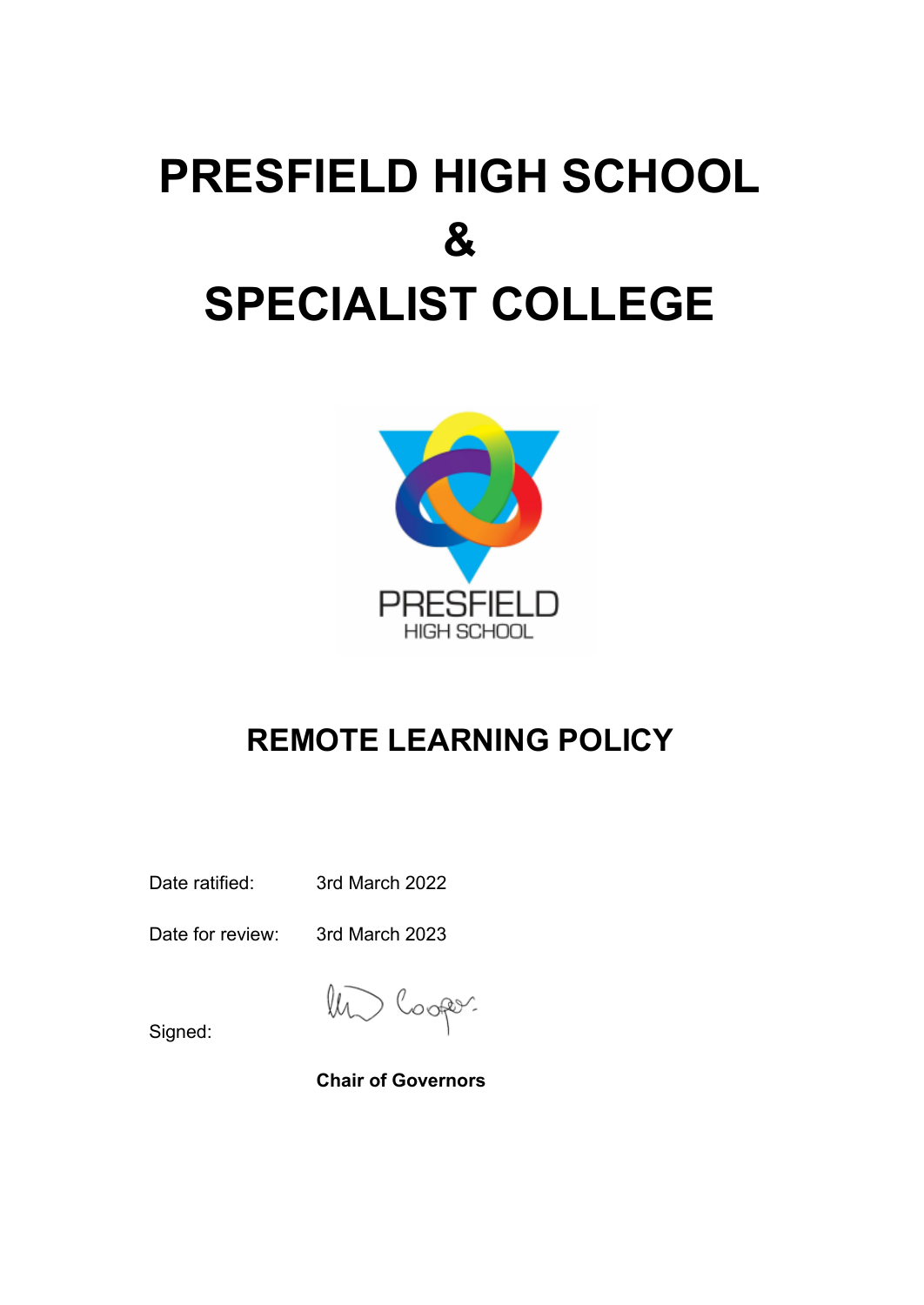# PRESFIELD HIGH SCHOOL
# &
# SPECIALIST COLLEGE

PRESFIELD
HIGH SCHOOL

## REMOTE LEARNING POLICY

Date ratified: 3rd March 2022

Date for review: 3rd March 2023

Signed:

**Chair of Governors**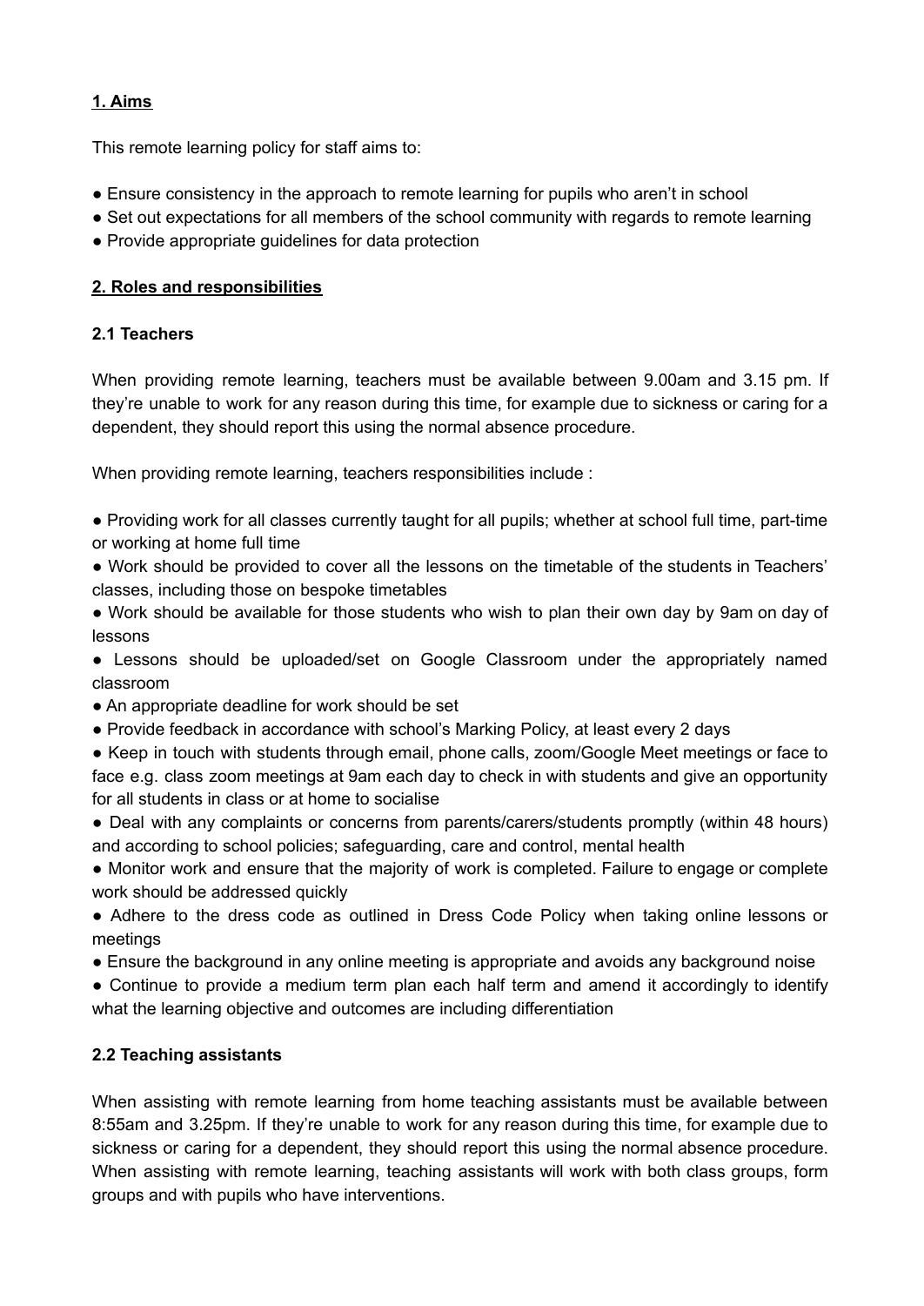## **1. Aims**

This remote learning policy for staff aims to:

- Ensure consistency in the approach to remote learning for pupils who aren't in school
- Set out expectations for all members of the school community with regards to remote learning
- Provide appropriate guidelines for data protection

## **2. Roles and responsibilities**

### 2.1 Teachers

When providing remote learning, teachers must be available between 9.00am and 3.15 pm. If they're unable to work for any reason during this time, for example due to sickness or caring for a dependent, they should report this using the normal absence procedure.

When providing remote learning, teachers responsibilities include :

- Providing work for all classes currently taught for all pupils; whether at school full time, part-time or working at home full time
- Work should be provided to cover all the lessons on the timetable of the students in Teachers' classes, including those on bespoke timetables
- Work should be available for those students who wish to plan their own day by 9am on day of lessons
- Lessons should be uploaded/set on Google Classroom under the appropriately named classroom
- An appropriate deadline for work should be set
- Provide feedback in accordance with school's Marking Policy, at least every 2 days
- Keep in touch with students through email, phone calls, zoom/Google Meet meetings or face to face e.g. class zoom meetings at 9am each day to check in with students and give an opportunity for all students in class or at home to socialise
- Deal with any complaints or concerns from parents/carers/students promptly (within 48 hours) and according to school policies; safeguarding, care and control, mental health
- Monitor work and ensure that the majority of work is completed. Failure to engage or complete work should be addressed quickly
- Adhere to the dress code as outlined in Dress Code Policy when taking online lessons or meetings
- Ensure the background in any online meeting is appropriate and avoids any background noise
- Continue to provide a medium term plan each half term and amend it accordingly to identify what the learning objective and outcomes are including differentiation

### 2.2 Teaching assistants

When assisting with remote learning from home teaching assistants must be available between 8:55am and 3.25pm. If they're unable to work for any reason during this time, for example due to sickness or caring for a dependent, they should report this using the normal absence procedure. When assisting with remote learning, teaching assistants will work with both class groups, form groups and with pupils who have interventions.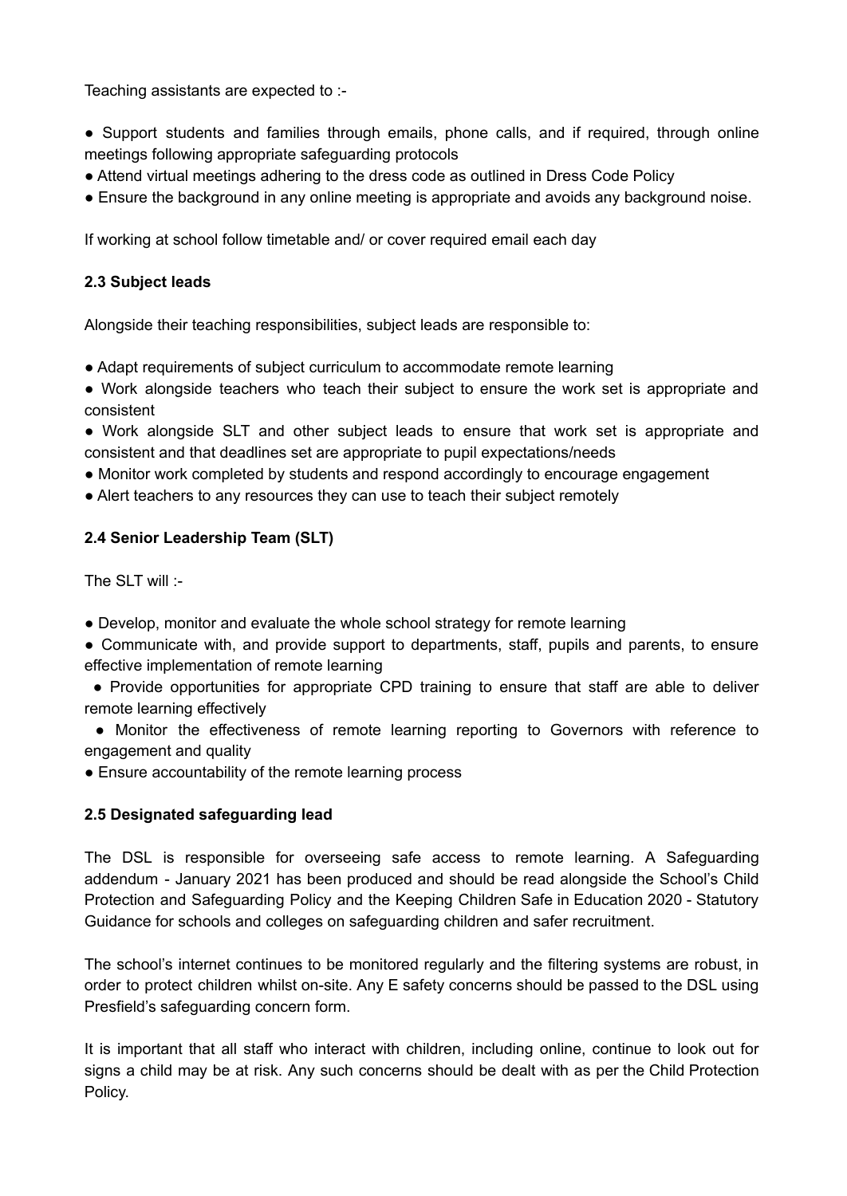Teaching assistants are expected to :-

- Support students and families through emails, phone calls, and if required, through online meetings following appropriate safeguarding protocols
- Attend virtual meetings adhering to the dress code as outlined in Dress Code Policy
- Ensure the background in any online meeting is appropriate and avoids any background noise.

If working at school follow timetable and/ or cover required email each day

**2.3 Subject leads**

Alongside their teaching responsibilities, subject leads are responsible to:

- Adapt requirements of subject curriculum to accommodate remote learning
- Work alongside teachers who teach their subject to ensure the work set is appropriate and consistent
- Work alongside SLT and other subject leads to ensure that work set is appropriate and consistent and that deadlines set are appropriate to pupil expectations/needs
- Monitor work completed by students and respond accordingly to encourage engagement
- Alert teachers to any resources they can use to teach their subject remotely

**2.4 Senior Leadership Team (SLT)**

The SLT will :-

- Develop, monitor and evaluate the whole school strategy for remote learning
- Communicate with, and provide support to departments, staff, pupils and parents, to ensure effective implementation of remote learning
- Provide opportunities for appropriate CPD training to ensure that staff are able to deliver remote learning effectively
- Monitor the effectiveness of remote learning reporting to Governors with reference to engagement and quality
- Ensure accountability of the remote learning process

**2.5 Designated safeguarding lead**

The DSL is responsible for overseeing safe access to remote learning. A Safeguarding addendum - January 2021 has been produced and should be read alongside the School's Child Protection and Safeguarding Policy and the Keeping Children Safe in Education 2020 - Statutory Guidance for schools and colleges on safeguarding children and safer recruitment.

The school's internet continues to be monitored regularly and the filtering systems are robust, in order to protect children whilst on-site. Any E safety concerns should be passed to the DSL using Presfield's safeguarding concern form.

It is important that all staff who interact with children, including online, continue to look out for signs a child may be at risk. Any such concerns should be dealt with as per the Child Protection Policy.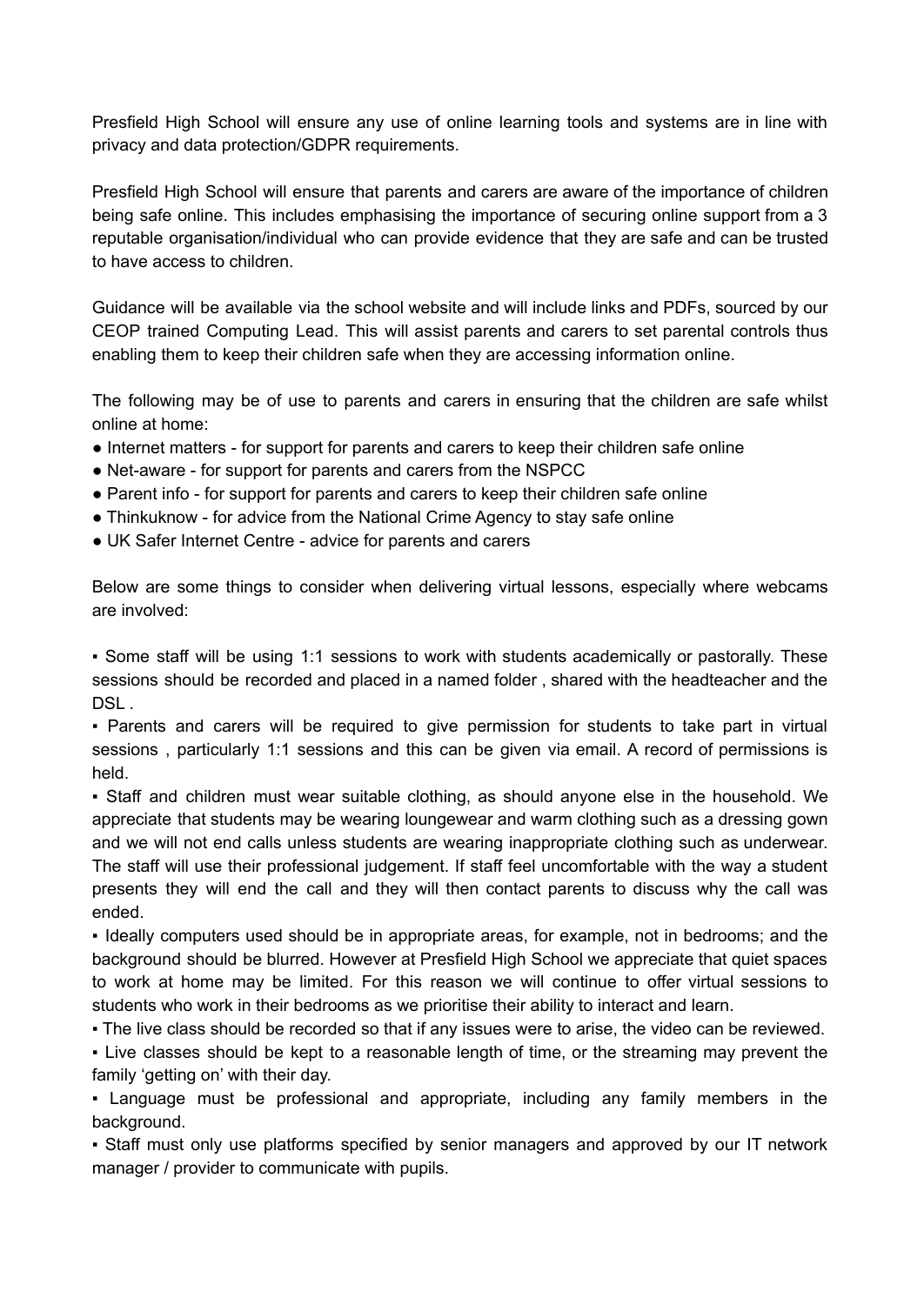Presfield High School will ensure any use of online learning tools and systems are in line with privacy and data protection/GDPR requirements.

Presfield High School will ensure that parents and carers are aware of the importance of children being safe online. This includes emphasising the importance of securing online support from a 3 reputable organisation/individual who can provide evidence that they are safe and can be trusted to have access to children.

Guidance will be available via the school website and will include links and PDFs, sourced by our CEOP trained Computing Lead. This will assist parents and carers to set parental controls thus enabling them to keep their children safe when they are accessing information online.

The following may be of use to parents and carers in ensuring that the children are safe whilst online at home:

- Internet matters - for support for parents and carers to keep their children safe online
- Net-aware - for support for parents and carers from the NSPCC
- Parent info - for support for parents and carers to keep their children safe online
- Thinkuknow - for advice from the National Crime Agency to stay safe online
- UK Safer Internet Centre - advice for parents and carers

Below are some things to consider when delivering virtual lessons, especially where webcams are involved:

- Some staff will be using 1:1 sessions to work with students academically or pastorally. These sessions should be recorded and placed in a named folder , shared with the headteacher and the DSL .
- Parents and carers will be required to give permission for students to take part in virtual sessions , particularly 1:1 sessions and this can be given via email. A record of permissions is held.
- Staff and children must wear suitable clothing, as should anyone else in the household. We appreciate that students may be wearing loungewear and warm clothing such as a dressing gown and we will not end calls unless students are wearing inappropriate clothing such as underwear. The staff will use their professional judgement. If staff feel uncomfortable with the way a student presents they will end the call and they will then contact parents to discuss why the call was ended.
- Ideally computers used should be in appropriate areas, for example, not in bedrooms; and the background should be blurred. However at Presfield High School we appreciate that quiet spaces to work at home may be limited. For this reason we will continue to offer virtual sessions to students who work in their bedrooms as we prioritise their ability to interact and learn.
- The live class should be recorded so that if any issues were to arise, the video can be reviewed.
- Live classes should be kept to a reasonable length of time, or the streaming may prevent the family 'getting on' with their day.
- Language must be professional and appropriate, including any family members in the background.
- Staff must only use platforms specified by senior managers and approved by our IT network manager / provider to communicate with pupils.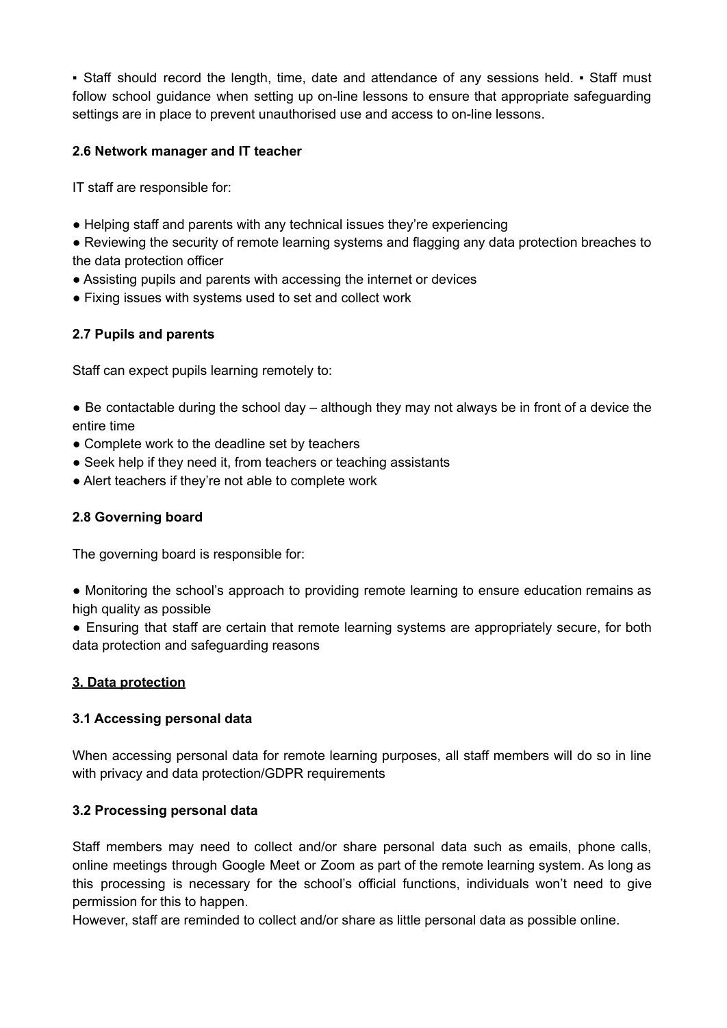▪ Staff should record the length, time, date and attendance of any sessions held. ▪ Staff must follow school guidance when setting up on-line lessons to ensure that appropriate safeguarding settings are in place to prevent unauthorised use and access to on-line lessons.

**2.6 Network manager and IT teacher**

IT staff are responsible for:

● Helping staff and parents with any technical issues they're experiencing
● Reviewing the security of remote learning systems and flagging any data protection breaches to the data protection officer
● Assisting pupils and parents with accessing the internet or devices
● Fixing issues with systems used to set and collect work

**2.7 Pupils and parents**

Staff can expect pupils learning remotely to:

● Be contactable during the school day – although they may not always be in front of a device the entire time
● Complete work to the deadline set by teachers
● Seek help if they need it, from teachers or teaching assistants
● Alert teachers if they're not able to complete work

**2.8 Governing board**

The governing board is responsible for:

● Monitoring the school's approach to providing remote learning to ensure education remains as high quality as possible
● Ensuring that staff are certain that remote learning systems are appropriately secure, for both data protection and safeguarding reasons

**3. Data protection**

**3.1 Accessing personal data**

When accessing personal data for remote learning purposes, all staff members will do so in line with privacy and data protection/GDPR requirements

**3.2 Processing personal data**

Staff members may need to collect and/or share personal data such as emails, phone calls, online meetings through Google Meet or Zoom as part of the remote learning system. As long as this processing is necessary for the school's official functions, individuals won't need to give permission for this to happen.
However, staff are reminded to collect and/or share as little personal data as possible online.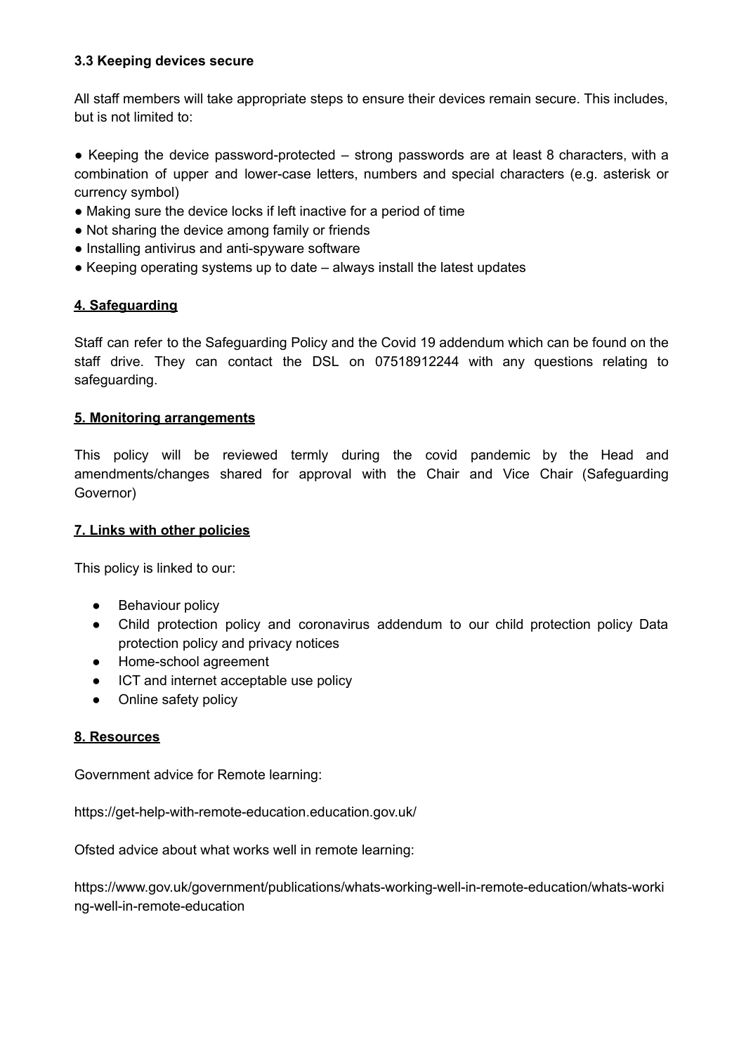### 3.3 Keeping devices secure

All staff members will take appropriate steps to ensure their devices remain secure. This includes, but is not limited to:

- Keeping the device password-protected – strong passwords are at least 8 characters, with a combination of upper and lower-case letters, numbers and special characters (e.g. asterisk or currency symbol)
- Making sure the device locks if left inactive for a period of time
- Not sharing the device among family or friends
- Installing antivirus and anti-spyware software
- Keeping operating systems up to date – always install the latest updates

## 4. Safeguarding

Staff can refer to the Safeguarding Policy and the Covid 19 addendum which can be found on the staff drive. They can contact the DSL on 07518912244 with any questions relating to safeguarding.

## 5. Monitoring arrangements

This policy will be reviewed termly during the covid pandemic by the Head and amendments/changes shared for approval with the Chair and Vice Chair (Safeguarding Governor)

## 7. Links with other policies

This policy is linked to our:

- Behaviour policy
- Child protection policy and coronavirus addendum to our child protection policy Data protection policy and privacy notices
- Home-school agreement
- ICT and internet acceptable use policy
- Online safety policy

## 8. Resources

Government advice for Remote learning:

https://get-help-with-remote-education.education.gov.uk/

Ofsted advice about what works well in remote learning:

https://www.gov.uk/government/publications/whats-working-well-in-remote-education/whats-working-well-in-remote-education